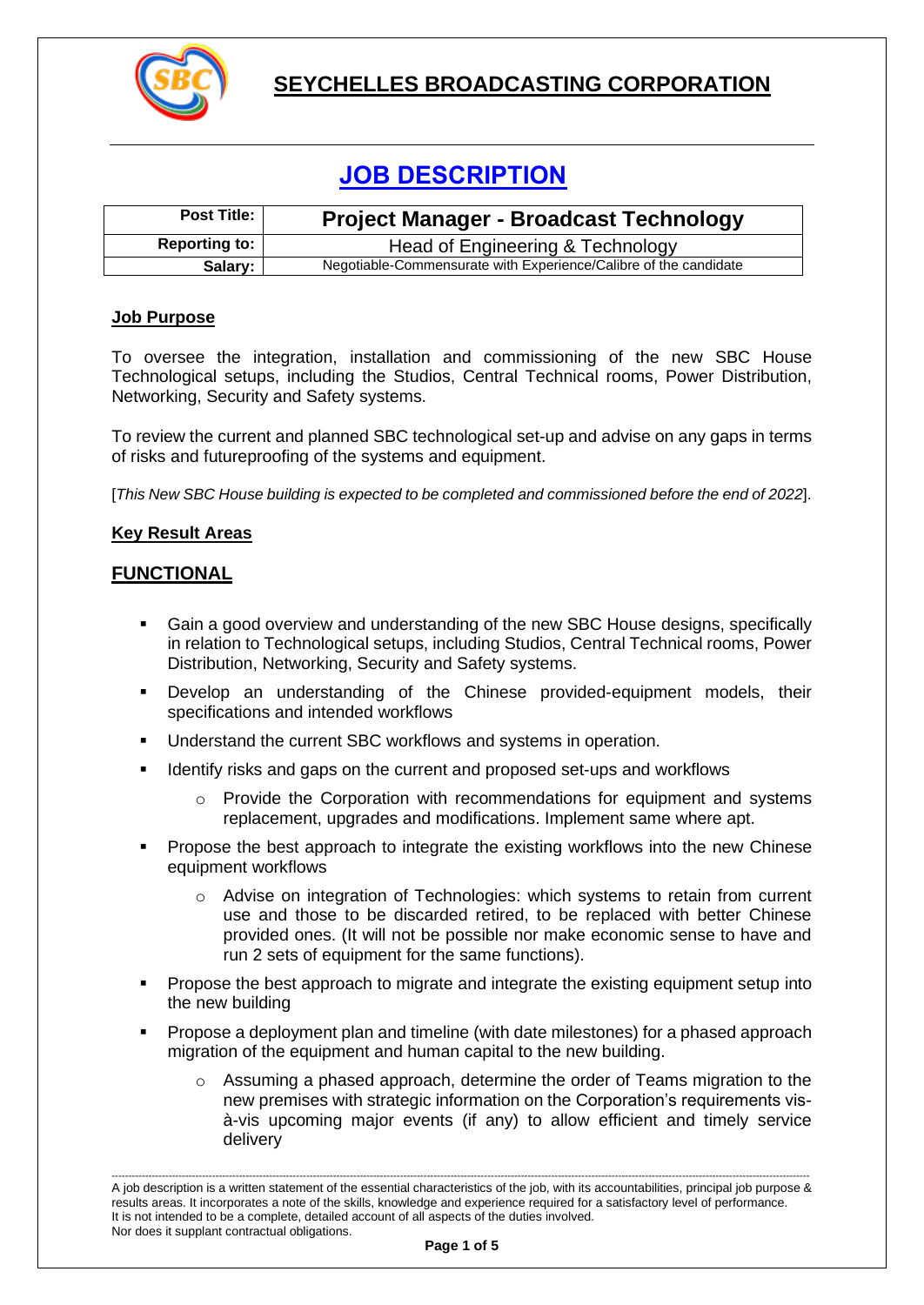# SEYCHELLES BROADCASTING CORPORATION

## JOB DESCRIPTION

| | |
|---|---|
| **Post Title:** | **Project Manager - Broadcast Technology** |
| **Reporting to:** | Head of Engineering & Technology |
| **Salary:** | Negotiable-Commensurate with Experience/Calibre of the candidate |

### Job Purpose

To oversee the integration, installation and commissioning of the new SBC House Technological setups, including the Studios, Central Technical rooms, Power Distribution, Networking, Security and Safety systems.

To review the current and planned SBC technological set-up and advise on any gaps in terms of risks and futureproofing of the systems and equipment.

[*This New SBC House building is expected to be completed and commissioned before the end of 2022*].

### Key Result Areas

### FUNCTIONAL

- Gain a good overview and understanding of the new SBC House designs, specifically in relation to Technological setups, including Studios, Central Technical rooms, Power Distribution, Networking, Security and Safety systems.
- Develop an understanding of the Chinese provided-equipment models, their specifications and intended workflows
- Understand the current SBC workflows and systems in operation.
- Identify risks and gaps on the current and proposed set-ups and workflows
  - Provide the Corporation with recommendations for equipment and systems replacement, upgrades and modifications. Implement same where apt.
- Propose the best approach to integrate the existing workflows into the new Chinese equipment workflows
  - Advise on integration of Technologies: which systems to retain from current use and those to be discarded retired, to be replaced with better Chinese provided ones. (It will not be possible nor make economic sense to have and run 2 sets of equipment for the same functions).
- Propose the best approach to migrate and integrate the existing equipment setup into the new building
- Propose a deployment plan and timeline (with date milestones) for a phased approach migration of the equipment and human capital to the new building.
  - Assuming a phased approach, determine the order of Teams migration to the new premises with strategic information on the Corporation's requirements vis-à-vis upcoming major events (if any) to allow efficient and timely service delivery

A job description is a written statement of the essential characteristics of the job, with its accountabilities, principal job purpose & results areas. It incorporates a note of the skills, knowledge and experience required for a satisfactory level of performance. It is not intended to be a complete, detailed account of all aspects of the duties involved. Nor does it supplant contractual obligations.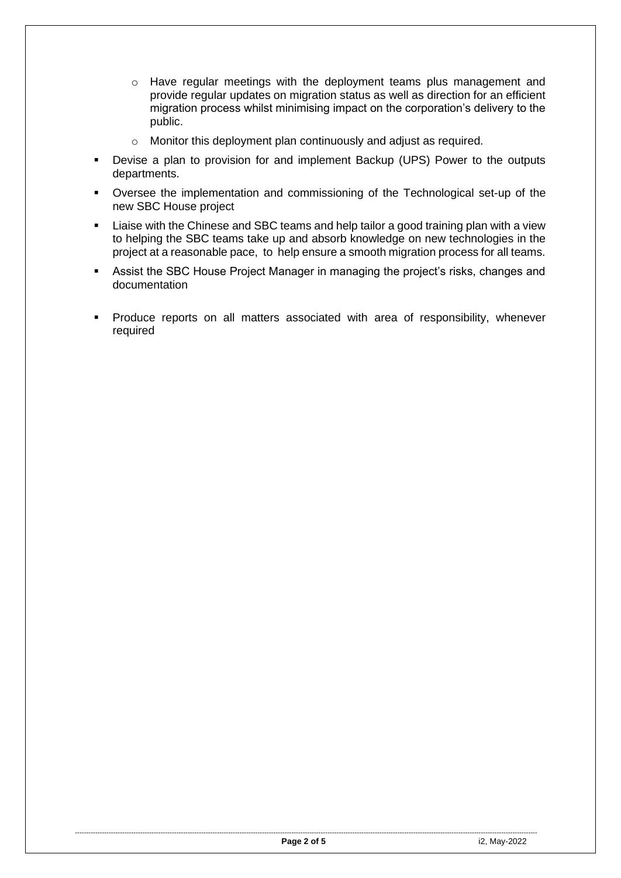- Have regular meetings with the deployment teams plus management and provide regular updates on migration status as well as direction for an efficient migration process whilst minimising impact on the corporation's delivery to the public.
    - Monitor this deployment plan continuously and adjust as required.
- Devise a plan to provision for and implement Backup (UPS) Power to the outputs departments.
- Oversee the implementation and commissioning of the Technological set-up of the new SBC House project
- Liaise with the Chinese and SBC teams and help tailor a good training plan with a view to helping the SBC teams take up and absorb knowledge on new technologies in the project at a reasonable pace, to help ensure a smooth migration process for all teams.
- Assist the SBC House Project Manager in managing the project's risks, changes and documentation
- Produce reports on all matters associated with area of responsibility, whenever required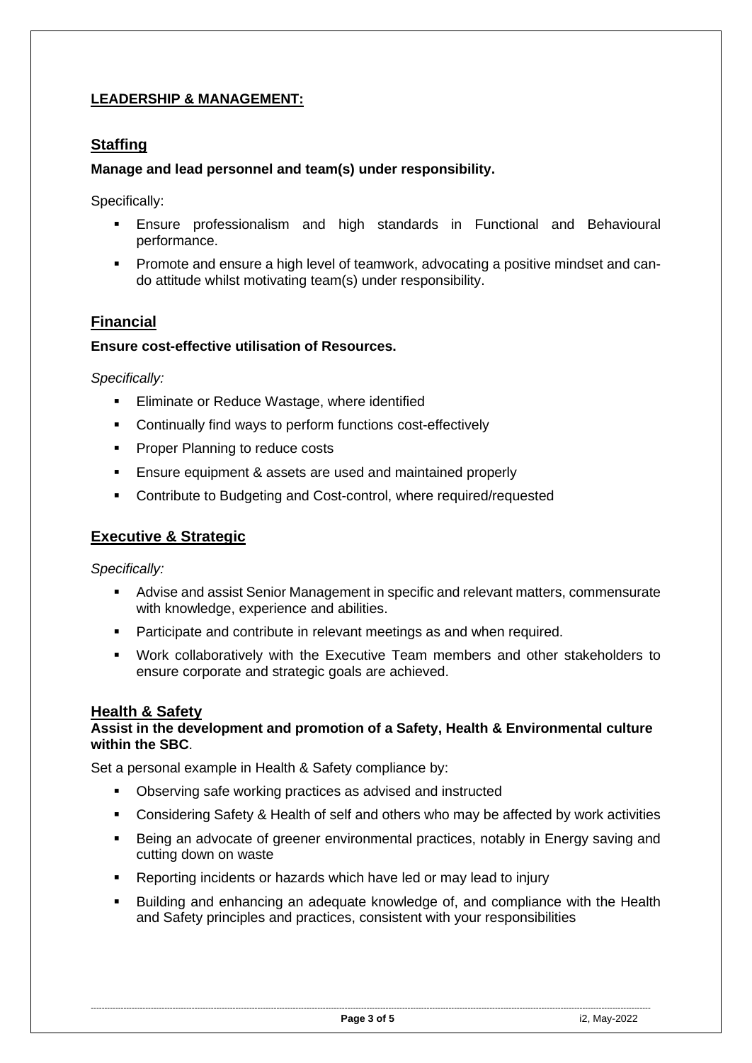**LEADERSHIP & MANAGEMENT:**

## Staffing

**Manage and lead personnel and team(s) under responsibility.**

Specifically:

- Ensure professionalism and high standards in Functional and Behavioural performance.
- Promote and ensure a high level of teamwork, advocating a positive mindset and can-do attitude whilst motivating team(s) under responsibility.

## Financial

**Ensure cost-effective utilisation of Resources.**

*Specifically:*

- Eliminate or Reduce Wastage, where identified
- Continually find ways to perform functions cost-effectively
- Proper Planning to reduce costs
- Ensure equipment & assets are used and maintained properly
- Contribute to Budgeting and Cost-control, where required/requested

## Executive & Strategic

*Specifically:*

- Advise and assist Senior Management in specific and relevant matters, commensurate with knowledge, experience and abilities.
- Participate and contribute in relevant meetings as and when required.
- Work collaboratively with the Executive Team members and other stakeholders to ensure corporate and strategic goals are achieved.

## Health & Safety

**Assist in the development and promotion of a Safety, Health & Environmental culture within the SBC**.

Set a personal example in Health & Safety compliance by:

- Observing safe working practices as advised and instructed
- Considering Safety & Health of self and others who may be affected by work activities
- Being an advocate of greener environmental practices, notably in Energy saving and cutting down on waste
- Reporting incidents or hazards which have led or may lead to injury
- Building and enhancing an adequate knowledge of, and compliance with the Health and Safety principles and practices, consistent with your responsibilities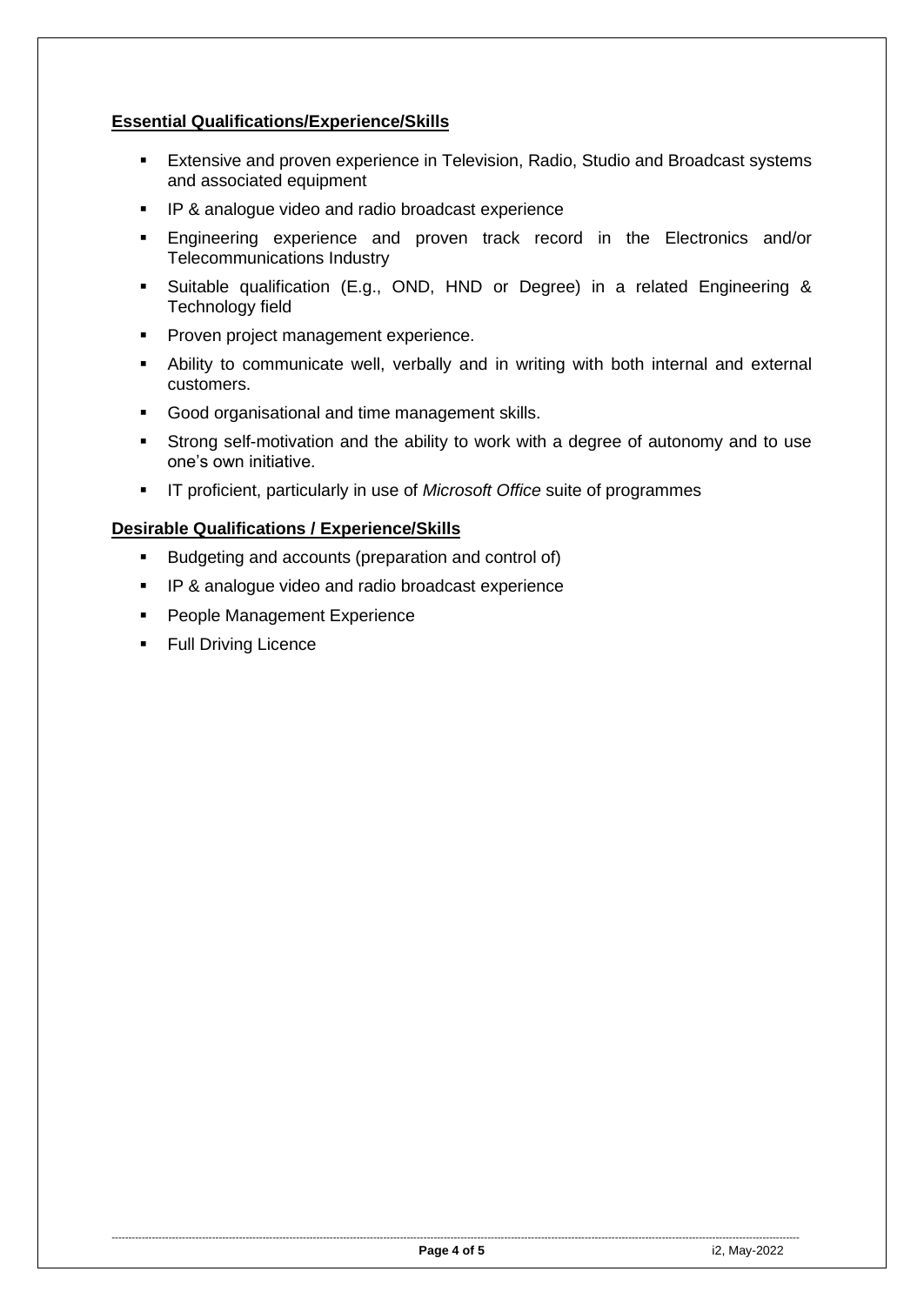**Essential Qualifications/Experience/Skills**

- Extensive and proven experience in Television, Radio, Studio and Broadcast systems and associated equipment
- IP & analogue video and radio broadcast experience
- Engineering experience and proven track record in the Electronics and/or Telecommunications Industry
- Suitable qualification (E.g., OND, HND or Degree) in a related Engineering & Technology field
- Proven project management experience.
- Ability to communicate well, verbally and in writing with both internal and external customers.
- Good organisational and time management skills.
- Strong self-motivation and the ability to work with a degree of autonomy and to use one's own initiative.
- IT proficient, particularly in use of *Microsoft Office* suite of programmes

**Desirable Qualifications / Experience/Skills**

- Budgeting and accounts (preparation and control of)
- IP & analogue video and radio broadcast experience
- People Management Experience
- Full Driving Licence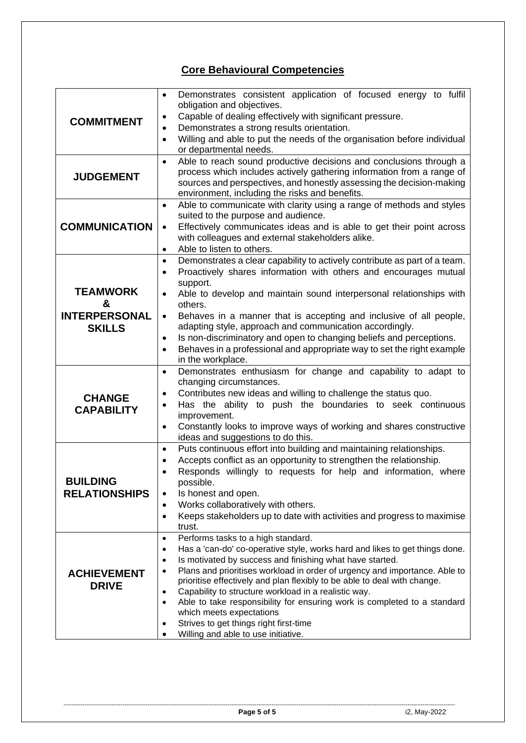## Core Behavioural Competencies

| | |
|---|---|
| **COMMITMENT** | • Demonstrates consistent application of focused energy to fulfil obligation and objectives.<br>• Capable of dealing effectively with significant pressure.<br>• Demonstrates a strong results orientation.<br>• Willing and able to put the needs of the organisation before individual or departmental needs. |
| **JUDGEMENT** | • Able to reach sound productive decisions and conclusions through a process which includes actively gathering information from a range of sources and perspectives, and honestly assessing the decision-making environment, including the risks and benefits. |
| **COMMUNICATION** | • Able to communicate with clarity using a range of methods and styles suited to the purpose and audience.<br>• Effectively communicates ideas and is able to get their point across with colleagues and external stakeholders alike.<br>• Able to listen to others. |
| **TEAMWORK & INTERPERSONAL SKILLS** | • Demonstrates a clear capability to actively contribute as part of a team.<br>• Proactively shares information with others and encourages mutual support.<br>• Able to develop and maintain sound interpersonal relationships with others.<br>• Behaves in a manner that is accepting and inclusive of all people, adapting style, approach and communication accordingly.<br>• Is non-discriminatory and open to changing beliefs and perceptions.<br>• Behaves in a professional and appropriate way to set the right example in the workplace. |
| **CHANGE CAPABILITY** | • Demonstrates enthusiasm for change and capability to adapt to changing circumstances.<br>• Contributes new ideas and willing to challenge the status quo.<br>• Has the ability to push the boundaries to seek continuous improvement.<br>• Constantly looks to improve ways of working and shares constructive ideas and suggestions to do this. |
| **BUILDING RELATIONSHIPS** | • Puts continuous effort into building and maintaining relationships.<br>• Accepts conflict as an opportunity to strengthen the relationship.<br>• Responds willingly to requests for help and information, where possible.<br>• Is honest and open.<br>• Works collaboratively with others.<br>• Keeps stakeholders up to date with activities and progress to maximise trust. |
| **ACHIEVEMENT DRIVE** | • Performs tasks to a high standard.<br>• Has a 'can-do' co-operative style, works hard and likes to get things done.<br>• Is motivated by success and finishing what have started.<br>• Plans and prioritises workload in order of urgency and importance. Able to prioritise effectively and plan flexibly to be able to deal with change.<br>• Capability to structure workload in a realistic way.<br>• Able to take responsibility for ensuring work is completed to a standard which meets expectations<br>• Strives to get things right first-time<br>• Willing and able to use initiative. |

i2, May-2022